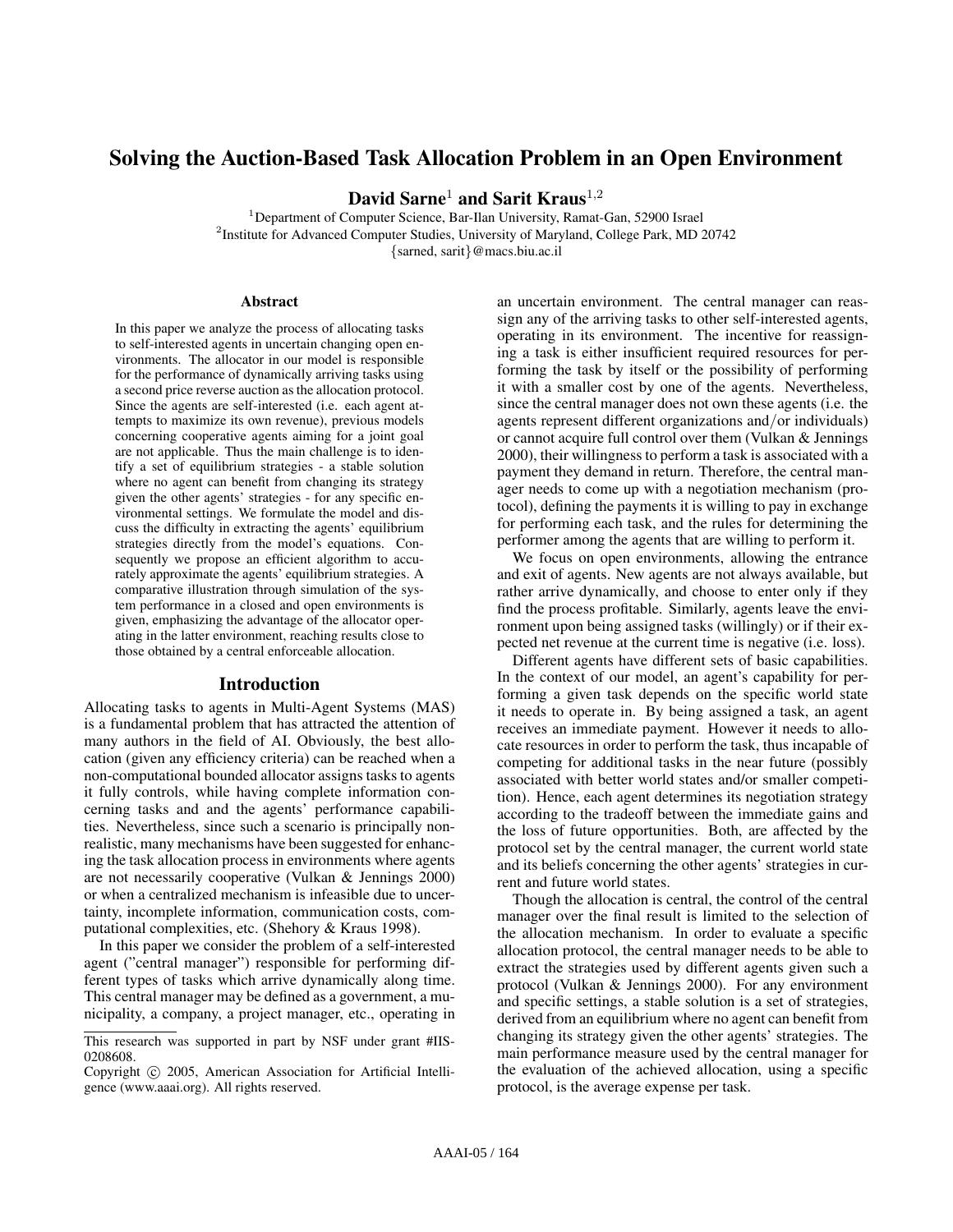# Solving the Auction-Based Task Allocation Problem in an Open Environment

**David Sarne**[1] **and Sarit Kraus**[1,2]

[1]Department of Computer Science, Bar-Ilan University, Ramat-Gan, 52900 Israel
[2]Institute for Advanced Computer Studies, University of Maryland, College Park, MD 20742
{sarned, sarit}@macs.biu.ac.il

### Abstract

In this paper we analyze the process of allocating tasks to self-interested agents in uncertain changing open environments. The allocator in our model is responsible for the performance of dynamically arriving tasks using a second price reverse auction as the allocation protocol. Since the agents are self-interested (i.e. each agent attempts to maximize its own revenue), previous models concerning cooperative agents aiming for a joint goal are not applicable. Thus the main challenge is to identify a set of equilibrium strategies - a stable solution where no agent can benefit from changing its strategy given the other agents' strategies - for any specific environmental settings. We formulate the model and discuss the difficulty in extracting the agents' equilibrium strategies directly from the model's equations. Consequently we propose an efficient algorithm to accurately approximate the agents' equilibrium strategies. A comparative illustration through simulation of the system performance in a closed and open environments is given, emphasizing the advantage of the allocator operating in the latter environment, reaching results close to those obtained by a central enforceable allocation.

## Introduction

Allocating tasks to agents in Multi-Agent Systems (MAS) is a fundamental problem that has attracted the attention of many authors in the field of AI. Obviously, the best allocation (given any efficiency criteria) can be reached when a non-computational bounded allocator assigns tasks to agents it fully controls, while having complete information concerning tasks and the agents' performance capabilities. Nevertheless, since such a scenario is principally non-realistic, many mechanisms have been suggested for enhancing the task allocation process in environments where agents are not necessarily cooperative (Vulkan & Jennings 2000) or when a centralized mechanism is infeasible due to uncertainty, incomplete information, communication costs, computational complexities, etc. (Shehory & Kraus 1998).

In this paper we consider the problem of a self-interested agent ("central manager") responsible for performing different types of tasks which arrive dynamically along time. This central manager may be defined as a government, a municipality, a company, a project manager, etc., operating in an uncertain environment. The central manager can reassign any of the arriving tasks to other self-interested agents, operating in its environment. The incentive for reassigning a task is either insufficient required resources for performing the task by itself or the possibility of performing it with a smaller cost by one of the agents. Nevertheless, since the central manager does not own these agents (i.e. the agents represent different organizations and/or individuals) or cannot acquire full control over them (Vulkan & Jennings 2000), their willingness to perform a task is associated with a payment they demand in return. Therefore, the central manager needs to come up with a negotiation mechanism (protocol), defining the payments it is willing to pay in exchange for performing each task, and the rules for determining the performer among the agents that are willing to perform it.

We focus on open environments, allowing the entrance and exit of agents. New agents are not always available, but rather arrive dynamically, and choose to enter only if they find the process profitable. Similarly, agents leave the environment upon being assigned tasks (willingly) or if their expected net revenue at the current time is negative (i.e. loss).

Different agents have different sets of basic capabilities. In the context of our model, an agent's capability for performing a given task depends on the specific world state it needs to operate in. By being assigned a task, an agent receives an immediate payment. However it needs to allocate resources in order to perform the task, thus incapable of competing for additional tasks in the near future (possibly associated with better world states and/or smaller competition). Hence, each agent determines its negotiation strategy according to the tradeoff between the immediate gains and the loss of future opportunities. Both, are affected by the protocol set by the central manager, the current world state and its beliefs concerning the other agents' strategies in current and future world states.

Though the allocation is central, the control of the central manager over the final result is limited to the selection of the allocation mechanism. In order to evaluate a specific allocation protocol, the central manager needs to be able to extract the strategies used by different agents given such a protocol (Vulkan & Jennings 2000). For any environment and specific settings, a stable solution is a set of strategies, derived from an equilibrium where no agent can benefit from changing its strategy given the other agents' strategies. The main performance measure used by the central manager for the evaluation of the achieved allocation, using a specific protocol, is the average expense per task.

---

This research was supported in part by NSF under grant #IIS-0208608.

Copyright © 2005, American Association for Artificial Intelligence (www.aaai.org). All rights reserved.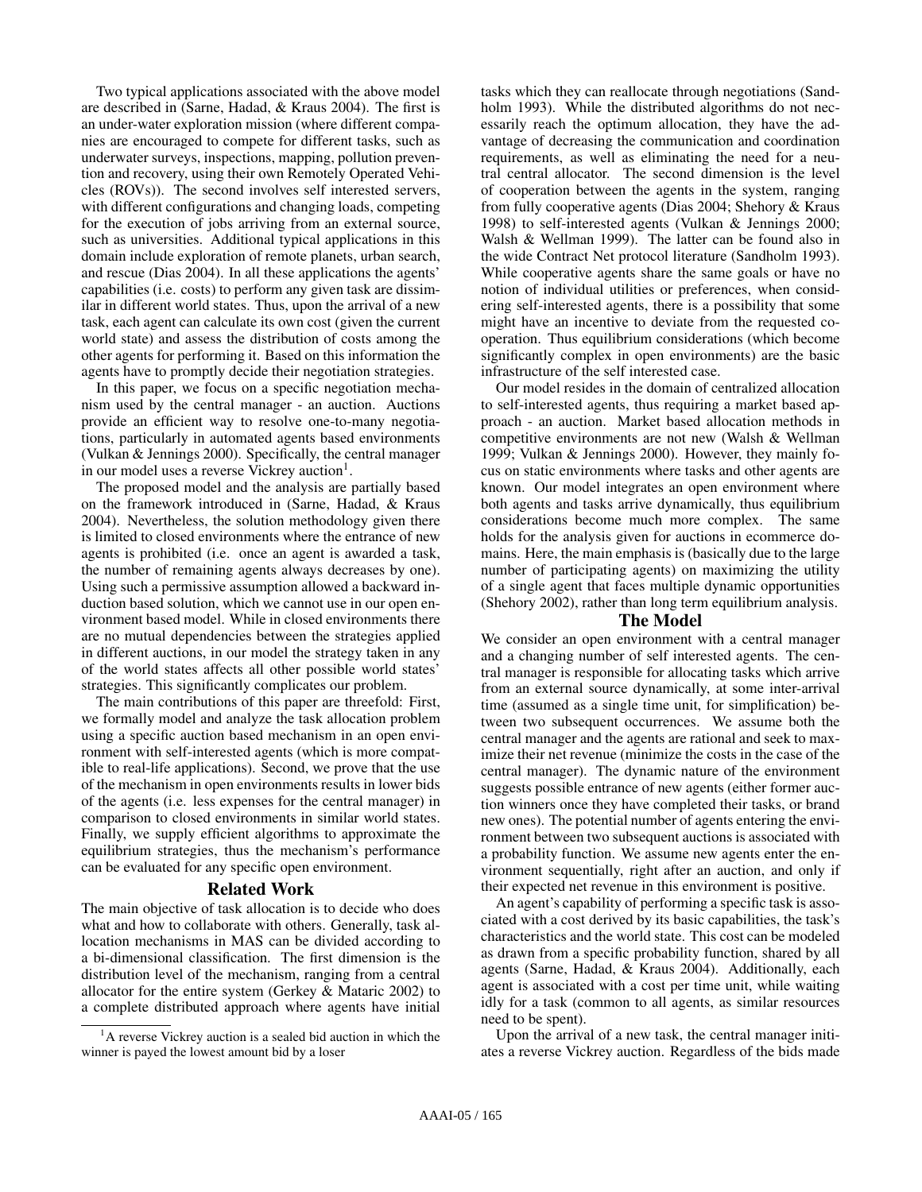Two typical applications associated with the above model are described in (Sarne, Hadad, & Kraus 2004). The first is an under-water exploration mission (where different companies are encouraged to compete for different tasks, such as underwater surveys, inspections, mapping, pollution prevention and recovery, using their own Remotely Operated Vehicles (ROVs)). The second involves self interested servers, with different configurations and changing loads, competing for the execution of jobs arriving from an external source, such as universities. Additional typical applications in this domain include exploration of remote planets, urban search, and rescue (Dias 2004). In all these applications the agents' capabilities (i.e. costs) to perform any given task are dissimilar in different world states. Thus, upon the arrival of a new task, each agent can calculate its own cost (given the current world state) and assess the distribution of costs among the other agents for performing it. Based on this information the agents have to promptly decide their negotiation strategies.

In this paper, we focus on a specific negotiation mechanism used by the central manager - an auction. Auctions provide an efficient way to resolve one-to-many negotiations, particularly in automated agents based environments (Vulkan & Jennings 2000). Specifically, the central manager in our model uses a reverse Vickrey auction[1].

The proposed model and the analysis are partially based on the framework introduced in (Sarne, Hadad, & Kraus 2004). Nevertheless, the solution methodology given there is limited to closed environments where the entrance of new agents is prohibited (i.e. once an agent is awarded a task, the number of remaining agents always decreases by one). Using such a permissive assumption allowed a backward induction based solution, which we cannot use in our open environment based model. While in closed environments there are no mutual dependencies between the strategies applied in different auctions, in our model the strategy taken in any of the world states affects all other possible world states' strategies. This significantly complicates our problem.

The main contributions of this paper are threefold: First, we formally model and analyze the task allocation problem using a specific auction based mechanism in an open environment with self-interested agents (which is more compatible to real-life applications). Second, we prove that the use of the mechanism in open environments results in lower bids of the agents (i.e. less expenses for the central manager) in comparison to closed environments in similar world states. Finally, we supply efficient algorithms to approximate the equilibrium strategies, thus the mechanism's performance can be evaluated for any specific open environment.

## Related Work

The main objective of task allocation is to decide who does what and how to collaborate with others. Generally, task allocation mechanisms in MAS can be divided according to a bi-dimensional classification. The first dimension is the distribution level of the mechanism, ranging from a central allocator for the entire system (Gerkey & Mataric 2002) to a complete distributed approach where agents have initial tasks which they can reallocate through negotiations (Sandholm 1993). While the distributed algorithms do not necessarily reach the optimum allocation, they have the advantage of decreasing the communication and coordination requirements, as well as eliminating the need for a neutral central allocator. The second dimension is the level of cooperation between the agents in the system, ranging from fully cooperative agents (Dias 2004; Shehory & Kraus 1998) to self-interested agents (Vulkan & Jennings 2000; Walsh & Wellman 1999). The latter can be found also in the wide Contract Net protocol literature (Sandholm 1993). While cooperative agents share the same goals or have no notion of individual utilities or preferences, when considering self-interested agents, there is a possibility that some might have an incentive to deviate from the requested cooperation. Thus equilibrium considerations (which become significantly complex in open environments) are the basic infrastructure of the self interested case.

Our model resides in the domain of centralized allocation to self-interested agents, thus requiring a market based approach - an auction. Market based allocation methods in competitive environments are not new (Walsh & Wellman 1999; Vulkan & Jennings 2000). However, they mainly focus on static environments where tasks and other agents are known. Our model integrates an open environment where both agents and tasks arrive dynamically, thus equilibrium considerations become much more complex. The same holds for the analysis given for auctions in ecommerce domains. Here, the main emphasis is (basically due to the large number of participating agents) on maximizing the utility of a single agent that faces multiple dynamic opportunities (Shehory 2002), rather than long term equilibrium analysis.

## The Model

We consider an open environment with a central manager and a changing number of self interested agents. The central manager is responsible for allocating tasks which arrive from an external source dynamically, at some inter-arrival time (assumed as a single time unit, for simplification) between two subsequent occurrences. We assume both the central manager and the agents are rational and seek to maximize their net revenue (minimize the costs in the case of the central manager). The dynamic nature of the environment suggests possible entrance of new agents (either former auction winners once they have completed their tasks, or brand new ones). The potential number of agents entering the environment between two subsequent auctions is associated with a probability function. We assume new agents enter the environment sequentially, right after an auction, and only if their expected net revenue in this environment is positive.

An agent's capability of performing a specific task is associated with a cost derived by its basic capabilities, the task's characteristics and the world state. This cost can be modeled as drawn from a specific probability function, shared by all agents (Sarne, Hadad, & Kraus 2004). Additionally, each agent is associated with a cost per time unit, while waiting idly for a task (common to all agents, as similar resources need to be spent).

Upon the arrival of a new task, the central manager initiates a reverse Vickrey auction. Regardless of the bids made

[1] A reverse Vickrey auction is a sealed bid auction in which the winner is payed the lowest amount bid by a loser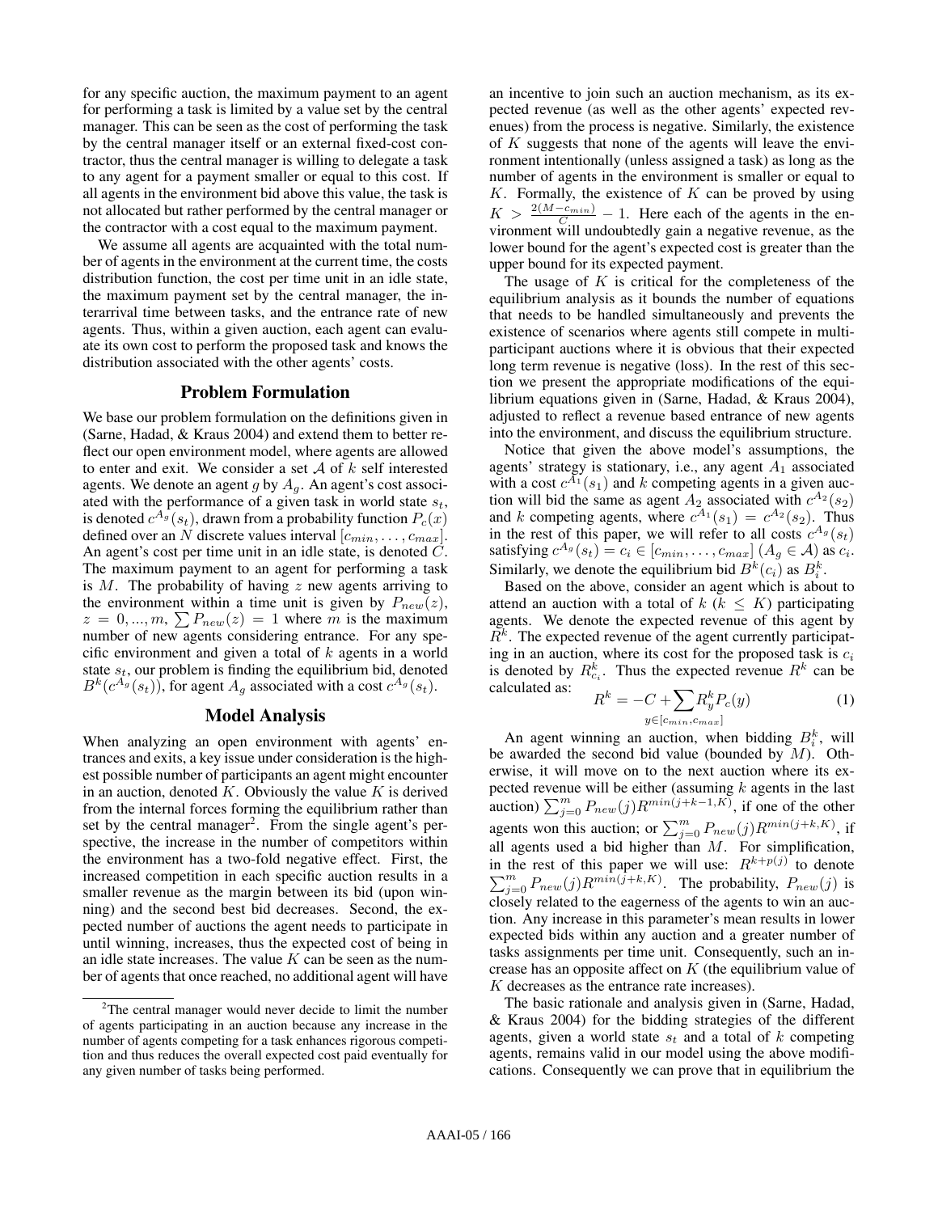for any specific auction, the maximum payment to an agent for performing a task is limited by a value set by the central manager. This can be seen as the cost of performing the task by the central manager itself or an external fixed-cost contractor, thus the central manager is willing to delegate a task to any agent for a payment smaller or equal to this cost. If all agents in the environment bid above this value, the task is not allocated but rather performed by the central manager or the contractor with a cost equal to the maximum payment.

We assume all agents are acquainted with the total number of agents in the environment at the current time, the costs distribution function, the cost per time unit in an idle state, the maximum payment set by the central manager, the interarrival time between tasks, and the entrance rate of new agents. Thus, within a given auction, each agent can evaluate its own cost to perform the proposed task and knows the distribution associated with the other agents' costs.

## Problem Formulation

We base our problem formulation on the definitions given in (Sarne, Hadad, & Kraus 2004) and extend them to better reflect our open environment model, where agents are allowed to enter and exit. We consider a set $\mathcal{A}$ of $k$ self interested agents. We denote an agent $g$ by $A_g$. An agent's cost associated with the performance of a given task in world state $s_t$, is denoted $c^{A_g}(s_t)$, drawn from a probability function $P_c(x)$ defined over an $N$ discrete values interval $[c_{min}, \ldots, c_{max}]$. An agent's cost per time unit in an idle state, is denoted $C$. The maximum payment to an agent for performing a task is $M$. The probability of having $z$ new agents arriving to the environment within a time unit is given by $P_{new}(z)$, $z = 0, ..., m$, $\sum P_{new}(z) = 1$ where $m$ is the maximum number of new agents considering entrance. For any specific environment and given a total of $k$ agents in a world state $s_t$, our problem is finding the equilibrium bid, denoted $B^k(c^{A_g}(s_t))$, for agent $A_g$ associated with a cost $c^{A_g}(s_t)$.

## Model Analysis

When analyzing an open environment with agents' entrances and exits, a key issue under consideration is the highest possible number of participants an agent might encounter in an auction, denoted $K$. Obviously the value $K$ is derived from the internal forces forming the equilibrium rather than set by the central manager[2]. From the single agent's perspective, the increase in the number of competitors within the environment has a two-fold negative effect. First, the increased competition in each specific auction results in a smaller revenue as the margin between its bid (upon winning) and the second best bid decreases. Second, the expected number of auctions the agent needs to participate in until winning, increases, thus the expected cost of being in an idle state increases. The value $K$ can be seen as the number of agents that once reached, no additional agent will have an incentive to join such an auction mechanism, as its expected revenue (as well as the other agents' expected revenues) from the process is negative. Similarly, the existence of $K$ suggests that none of the agents will leave the environment intentionally (unless assigned a task) as long as the number of agents in the environment is smaller or equal to $K$. Formally, the existence of $K$ can be proved by using $K > \frac{2(M - c_{min})}{C} - 1$. Here each of the agents in the environment will undoubtedly gain a negative revenue, as the lower bound for the agent's expected cost is greater than the upper bound for its expected payment.

The usage of $K$ is critical for the completeness of the equilibrium analysis as it bounds the number of equations that needs to be handled simultaneously and prevents the existence of scenarios where agents still compete in multi-participant auctions where it is obvious that their expected long term revenue is negative (loss). In the rest of this section we present the appropriate modifications of the equilibrium equations given in (Sarne, Hadad, & Kraus 2004), adjusted to reflect a revenue based entrance of new agents into the environment, and discuss the equilibrium structure.

Notice that given the above model's assumptions, the agents' strategy is stationary, i.e., any agent $A_1$ associated with a cost $c^{A_1}(s_1)$ and $k$ competing agents in a given auction will bid the same as agent $A_2$ associated with $c^{A_2}(s_2)$ and $k$ competing agents, where $c^{A_1}(s_1) = c^{A_2}(s_2)$. Thus in the rest of this paper, we will refer to all costs $c^{A_g}(s_t)$ satisfying $c^{A_g}(s_t) = c_i \in [c_{min}, \ldots, c_{max}]$ ($A_g \in \mathcal{A}$) as $c_i$. Similarly, we denote the equilibrium bid $B^k(c_i)$ as $B^k_i$.

Based on the above, consider an agent which is about to attend an auction with a total of $k$ ($k \leq K$) participating agents. We denote the expected revenue of this agent by $R^k$. The expected revenue of the agent currently participating in an auction, where its cost for the proposed task is $c_i$ is denoted by $R^k_{c_i}$. Thus the expected revenue $R^k$ can be calculated as:

$$R^k = -C + \sum_{y \in [c_{min}, c_{max}]} R^k_y P_c(y) \tag{1}$$

An agent winning an auction, when bidding $B^k_i$, will be awarded the second bid value (bounded by $M$). Otherwise, it will move on to the next auction where its expected revenue will be either (assuming $k$ agents in the last auction) $\sum_{j=0}^{m} P_{new}(j) R^{min(j+k-1,K)}$, if one of the other agents won this auction; or $\sum_{j=0}^{m} P_{new}(j) R^{min(j+k,K)}$, if all agents used a bid higher than $M$. For simplification, in the rest of this paper we will use: $R^{k+p(j)}$ to denote $\sum_{j=0}^{m} P_{new}(j) R^{min(j+k,K)}$. The probability, $P_{new}(j)$ is closely related to the eagerness of the agents to win an auction. Any increase in this parameter's mean results in lower expected bids within any auction and a greater number of tasks assignments per time unit. Consequently, such an increase has an opposite affect on $K$ (the equilibrium value of $K$ decreases as the entrance rate increases).

The basic rationale and analysis given in (Sarne, Hadad, & Kraus 2004) for the bidding strategies of the different agents, given a world state $s_t$ and a total of $k$ competing agents, remains valid in our model using the above modifications. Consequently we can prove that in equilibrium the

[2] The central manager would never decide to limit the number of agents participating in an auction because any increase in the number of agents competing for a task enhances rigorous competition and thus reduces the overall expected cost paid eventually for any given number of tasks being performed.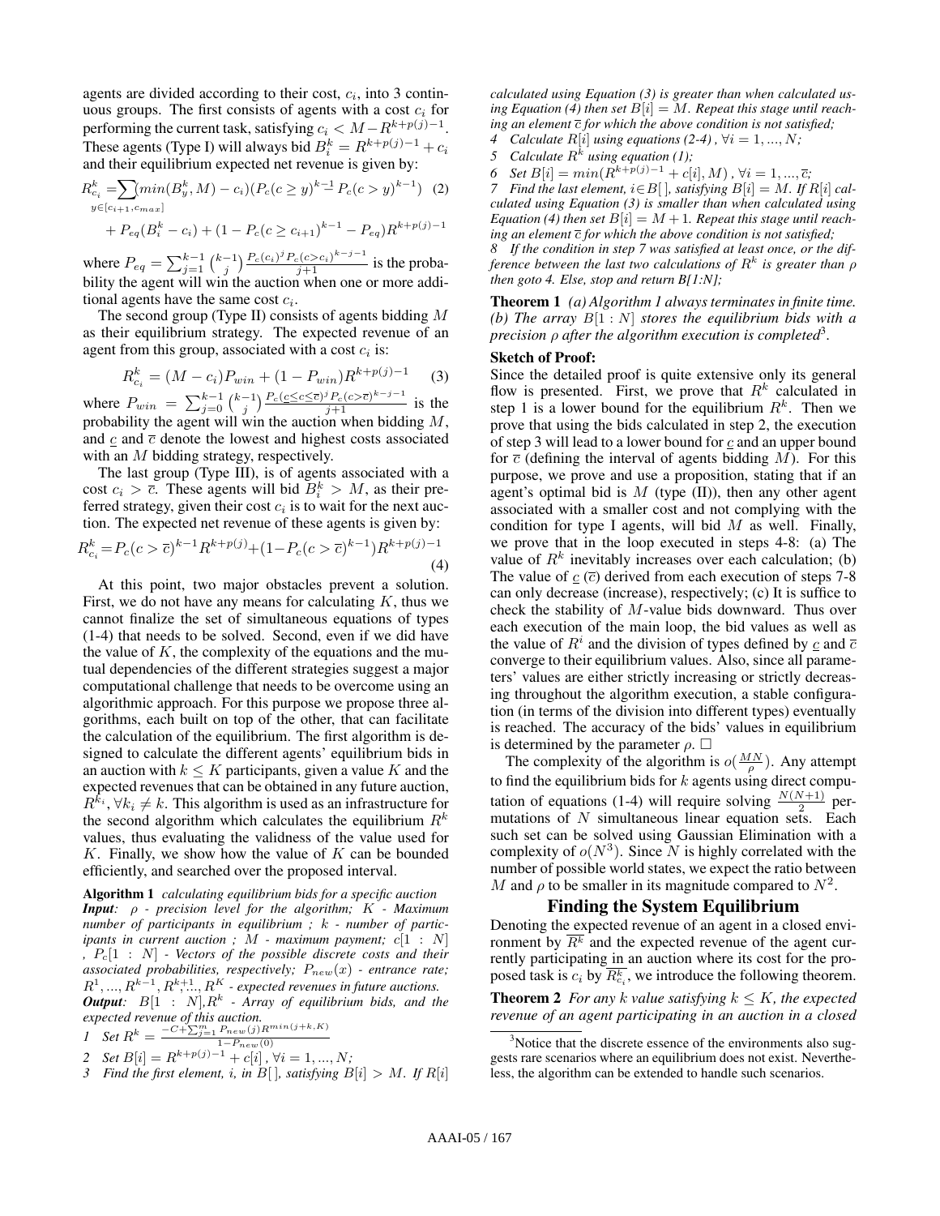agents are divided according to their cost, $c_i$, into 3 continuous groups. The first consists of agents with a cost $c_i$ for performing the current task, satisfying $c_i < M - R^{k+p(j)-1}$. These agents (Type I) will always bid $B^k_i = R^{k+p(j)-1} + c_i$ and their equilibrium expected net revenue is given by:

$$R^k_{c_i} = \sum_{y \in [c_{i+1}, c_{max}]} (min(B^k_y, M) - c_i)(P_c(c \geq y)^{k-1} - P_c(c > y)^{k-1}) \quad (2)$$

$$+ P_{eq}(B^k_i - c_i) + (1 - P_c(c \geq c_{i+1})^{k-1} - P_{eq})R^{k+p(j)-1}$$

where $P_{eq} = \sum_{j=1}^{k-1} \binom{k-1}{j} \frac{P_c(c_i)^j P_c(c > c_i)^{k-j-1}}{j+1}$ is the probability the agent will win the auction when one or more additional agents have the same cost $c_i$.

The second group (Type II) consists of agents bidding $M$ as their equilibrium strategy. The expected revenue of an agent from this group, associated with a cost $c_i$ is:

$$R^k_{c_i} = (M - c_i)P_{win} + (1 - P_{win})R^{k+p(j)-1} \quad (3)$$

where $P_{win} = \sum_{j=0}^{k-1} \binom{k-1}{j} \frac{P_c(\underline{c} \leq c \leq \overline{c})^j P_c(c > \overline{c})^{k-j-1}}{j+1}$ is the probability the agent will win the auction when bidding $M$, and $\underline{c}$ and $\overline{c}$ denote the lowest and highest costs associated with an $M$ bidding strategy, respectively.

The last group (Type III), is of agents associated with a cost $c_i > \overline{c}$. These agents will bid $B^k_i > M$, as their preferred strategy, given their cost $c_i$ is to wait for the next auction. The expected net revenue of these agents is given by:

$$R^k_{c_i} = P_c(c > \overline{c})^{k-1} R^{k+p(j)} + (1 - P_c(c > \overline{c})^{k-1}) R^{k+p(j)-1} \quad (4)$$

At this point, two major obstacles prevent a solution. First, we do not have any means for calculating $K$, thus we cannot finalize the set of simultaneous equations of types (1-4) that needs to be solved. Second, even if we did have the value of $K$, the complexity of the equations and the mutual dependencies of the different strategies suggest a major computational challenge that needs to be overcome using an algorithmic approach. For this purpose we propose three algorithms, each built on top of the other, that can facilitate the calculation of the equilibrium. The first algorithm is designed to calculate the different agents' equilibrium bids in an auction with $k \leq K$ participants, given a value $K$ and the expected revenues that can be obtained in any future auction, $R^{k_i}, \forall k_i \neq k$. This algorithm is used as an infrastructure for the second algorithm which calculates the equilibrium $R^k$ values, thus evaluating the validness of the value used for $K$. Finally, we show how the value of $K$ can be bounded efficiently, and searched over the proposed interval.

**Algorithm 1** *calculating equilibrium bids for a specific auction*
***Input:*** *$\rho$ - precision level for the algorithm; $K$ - Maximum number of participants in equilibrium ; $k$ - number of participants in current auction ; $M$ - maximum payment; $c[1:N]$ , $P_c[1:N]$ - Vectors of the possible discrete costs and their associated probabilities, respectively; $P_{new}(x)$ - entrance rate; $R^1, ..., R^{k-1}, R^{k+1}, ..., R^K$ - expected revenues in future auctions.*
***Output:*** *$B[1:N], R^k$ - Array of equilibrium bids, and the expected revenue of this auction.*

*1 Set $R^k = \frac{-C + \sum_{j=1}^{m} P_{new}(j) R^{min(j+k, K)}}{1 - P_{new}(0)}$*
*2 Set $B[i] = R^{k+p(j)-1} + c[i]$, $\forall i = 1, ..., N$;*
*3 Find the first element, $i$, in $B[\,]$, satisfying $B[i] > M$. If $R[i]$ calculated using Equation (3) is greater than when calculated using Equation (4) then set $B[i] = M$. Repeat this stage until reaching an element $\overline{c}$ for which the above condition is not satisfied;*
*4 Calculate $R[i]$ using equations (2-4) , $\forall i = 1, ..., N$;*
*5 Calculate $R^k$ using equation (1);*
*6 Set $B[i] = min(R^{k+p(j)-1} + c[i], M)$ , $\forall i = 1, ..., \overline{c}$;*
*7 Find the last element, $i \in B[\,]$, satisfying $B[i] = M$. If $R[i]$ calculated using Equation (3) is smaller than when calculated using Equation (4) then set $B[i] = M + 1$. Repeat this stage until reaching an element $\overline{c}$ for which the above condition is not satisfied;*
*8 If the condition in step 7 was satisfied at least once, or the difference between the last two calculations of $R^k$ is greater than $\rho$ then goto 4. Else, stop and return $B[1:N]$;*

**Theorem 1** *(a) Algorithm 1 always terminates in finite time. (b) The array $B[1:N]$ stores the equilibrium bids with a precision $\rho$ after the algorithm execution is completed*[3].

**Sketch of Proof:**
Since the detailed proof is quite extensive only its general flow is presented. First, we prove that $R^k$ calculated in step 1 is a lower bound for the equilibrium $R^k$. Then we prove that using the bids calculated in step 2, the execution of step 3 will lead to a lower bound for $\underline{c}$ and an upper bound for $\overline{c}$ (defining the interval of agents bidding $M$). For this purpose, we prove and use a proposition, stating that if an agent's optimal bid is $M$ (type (II)), then any other agent associated with a smaller cost and not complying with the condition for type I agents, will bid $M$ as well. Finally, we prove that in the loop executed in steps 4-8: (a) The value of $R^k$ inevitably increases over each calculation; (b) The value of $\underline{c}$ ($\overline{c}$) derived from each execution of steps 7-8 can only decrease (increase), respectively; (c) It is suffice to check the stability of $M$-value bids downward. Thus over each execution of the main loop, the bid values as well as the value of $R^i$ and the division of types defined by $\underline{c}$ and $\overline{c}$ converge to their equilibrium values. Also, since all parameters' values are either strictly increasing or strictly decreasing throughout the algorithm execution, a stable configuration (in terms of the division into different types) eventually is reached. The accuracy of the bids' values in equilibrium is determined by the parameter $\rho$. □

The complexity of the algorithm is $o(\frac{MN}{\rho})$. Any attempt to find the equilibrium bids for $k$ agents using direct computation of equations (1-4) will require solving $\frac{N(N+1)}{2}$ permutations of $N$ simultaneous linear equation sets. Each such set can be solved using Gaussian Elimination with a complexity of $o(N^3)$. Since $N$ is highly correlated with the number of possible world states, we expect the ratio between $M$ and $\rho$ to be smaller in its magnitude compared to $N^2$.

## Finding the System Equilibrium

Denoting the expected revenue of an agent in a closed environment by $\overline{R^k}$ and the expected revenue of the agent currently participating in an auction where its cost for the proposed task is $c_i$ by $\overline{R^k_{c_i}}$, we introduce the following theorem.

**Theorem 2** *For any $k$ value satisfying $k \leq K$, the expected revenue of an agent participating in an auction in a closed*

[3]Notice that the discrete essence of the environments also suggests rare scenarios where an equilibrium does not exist. Nevertheless, the algorithm can be extended to handle such scenarios.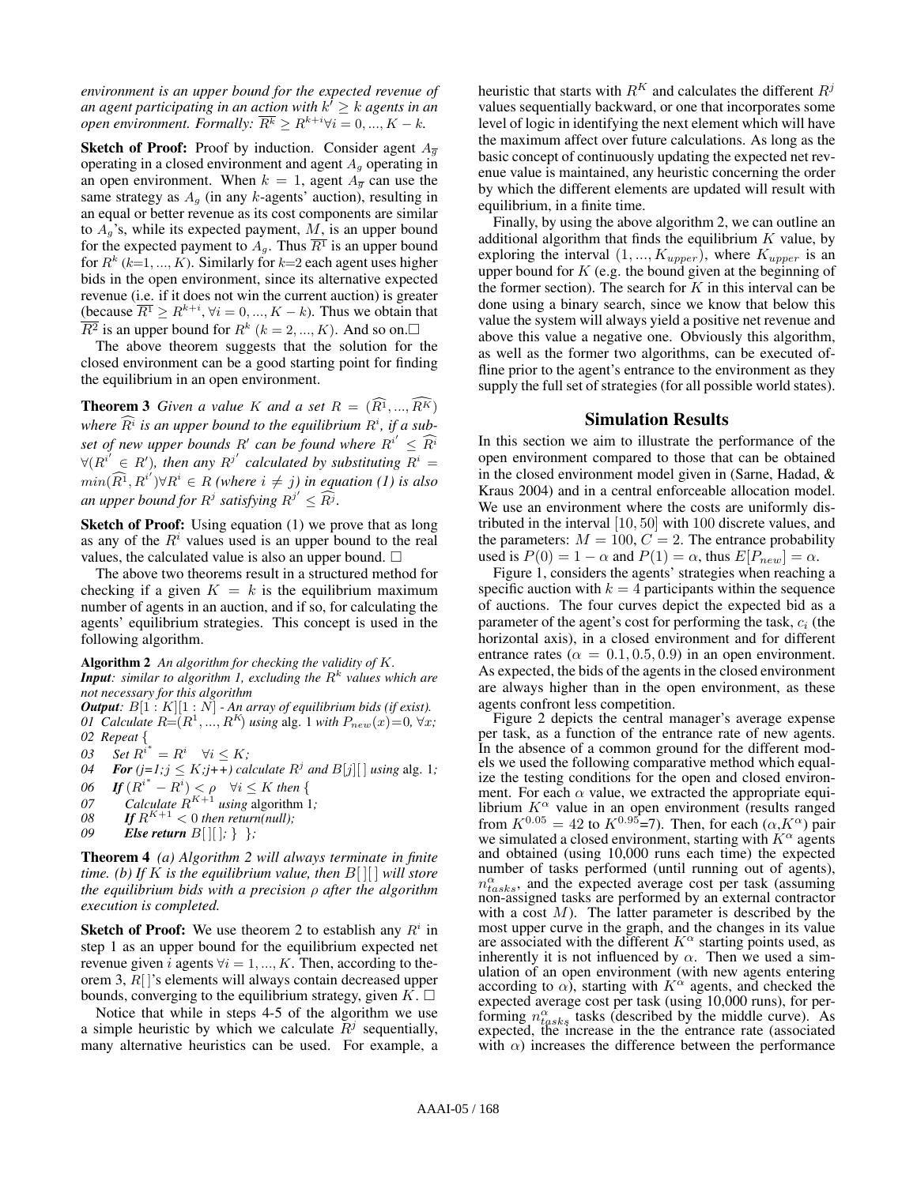*environment is an upper bound for the expected revenue of an agent participating in an action with $k' \geq k$ agents in an open environment. Formally: $\overline{R^k} \geq R^{k+i} \forall i = 0, ..., K-k$.*

**Sketch of Proof:** Proof by induction. Consider agent $A_{\overline{g}}$ operating in a closed environment and agent $A_g$ operating in an open environment. When $k = 1$, agent $A_{\overline{g}}$ can use the same strategy as $A_g$ (in any $k$-agents' auction), resulting in an equal or better revenue as its cost components are similar to $A_g$'s, while its expected payment, $M$, is an upper bound for the expected payment to $A_g$. Thus $\overline{R^1}$ is an upper bound for $R^k$ ($k$=1, ..., $K$). Similarly for $k$=2 each agent uses higher bids in the open environment, since its alternative expected revenue (i.e. if it does not win the current auction) is greater (because $\overline{R^1} \geq R^{k+i}, \forall i = 0, ..., K-k$). Thus we obtain that $\overline{R^2}$ is an upper bound for $R^k$ ($k = 2, ..., K$). And so on.□

The above theorem suggests that the solution for the closed environment can be a good starting point for finding the equilibrium in an open environment.

**Theorem 3** *Given a value $K$ and a set $R = (\widehat{R^1}, ..., \widehat{R^K})$ where $\widehat{R^i}$ is an upper bound to the equilibrium $R^i$, if a subset of new upper bounds $R'$ can be found where $R^{i'} \leq \widehat{R^i}$ $\forall (R^{i'} \in R')$, then any $R^{j'}$ calculated by substituting $R^i = min(\widehat{R^1}, R^{i'}) \forall R^i \in R$ (where $i \neq j$) in equation (1) is also an upper bound for $R^j$ satisfying $R^{j'} \leq \widehat{R^j}$.*

**Sketch of Proof:** Using equation (1) we prove that as long as any of the $R^i$ values used is an upper bound to the real values, the calculated value is also an upper bound. □

The above two theorems result in a structured method for checking if a given $K = k$ is the equilibrium maximum number of agents in an auction, and if so, for calculating the agents' equilibrium strategies. This concept is used in the following algorithm.

**Algorithm 2** *An algorithm for checking the validity of $K$.*
***Input**: similar to algorithm 1, excluding the $R^k$ values which are not necessary for this algorithm*
***Output**: $B[1:K][1:N]$ - An array of equilibrium bids (if exist).*
*01 Calculate $R$=($R^1, ..., R^K$) using alg. 1 with $P_{new}(x)$=0, $\forall x$;*
*02 Repeat {*
*03 Set $R^{i^*} = R^i \quad \forall i \leq K$;*
*04 **For** (j=1;j $\leq$ K;j++) calculate $R^j$ and $B[j][\,]$ using alg. 1;*
*06 **If** $(R^{i^*} - R^i) < \rho \quad \forall i \leq K$ then {*
*07 Calculate $R^{K+1}$ using algorithm 1;*
*08 **If** $R^{K+1} < 0$ then return(null);*
*09 **Else return** $B[\,][\,]$; } };*

**Theorem 4** *(a) Algorithm 2 will always terminate in finite time. (b) If $K$ is the equilibrium value, then $B[\,][\,]$ will store the equilibrium bids with a precision $\rho$ after the algorithm execution is completed.*

**Sketch of Proof:** We use theorem 2 to establish any $R^i$ in step 1 as an upper bound for the equilibrium expected net revenue given $i$ agents $\forall i = 1, ..., K$. Then, according to theorem 3, $R[\,]$'s elements will always contain decreased upper bounds, converging to the equilibrium strategy, given $K$. □

Notice that while in steps 4-5 of the algorithm we use a simple heuristic by which we calculate $R^j$ sequentially, many alternative heuristics can be used. For example, a heuristic that starts with $R^K$ and calculates the different $R^j$ values sequentially backward, or one that incorporates some level of logic in identifying the next element which will have the maximum affect over future calculations. As long as the basic concept of continuously updating the expected net revenue value is maintained, any heuristic concerning the order by which the different elements are updated will result with equilibrium, in a finite time.

Finally, by using the above algorithm 2, we can outline an additional algorithm that finds the equilibrium $K$ value, by exploring the interval $(1, ..., K_{upper})$, where $K_{upper}$ is an upper bound for $K$ (e.g. the bound given at the beginning of the former section). The search for $K$ in this interval can be done using a binary search, since we know that below this value the system will always yield a positive net revenue and above this value a negative one. Obviously this algorithm, as well as the former two algorithms, can be executed offline prior to the agent's entrance to the environment as they supply the full set of strategies (for all possible world states).

## Simulation Results

In this section we aim to illustrate the performance of the open environment compared to those that can be obtained in the closed environment model given in (Sarne, Hadad, & Kraus 2004) and in a central enforceable allocation model. We use an environment where the costs are uniformly distributed in the interval $[10, 50]$ with 100 discrete values, and the parameters: $M = 100$, $C = 2$. The entrance probability used is $P(0) = 1 - \alpha$ and $P(1) = \alpha$, thus $E[P_{new}] = \alpha$.

Figure 1, considers the agents' strategies when reaching a specific auction with $k = 4$ participants within the sequence of auctions. The four curves depict the expected bid as a parameter of the agent's cost for performing the task, $c_i$ (the horizontal axis), in a closed environment and for different entrance rates ($\alpha = 0.1, 0.5, 0.9$) in an open environment. As expected, the bids of the agents in the closed environment are always higher than in the open environment, as these agents confront less competition.

Figure 2 depicts the central manager's average expense per task, as a function of the entrance rate of new agents. In the absence of a common ground for the different models we used the following comparative method which equalize the testing conditions for the open and closed environment. For each $\alpha$ value, we extracted the appropriate equilibrium $K^{\alpha}$ value in an open environment (results ranged from $K^{0.05} = 42$ to $K^{0.95}$=7). Then, for each ($\alpha$,$K^{\alpha}$) pair we simulated a closed environment, starting with $K^{\alpha}$ agents and obtained (using 10,000 runs each time) the expected number of tasks performed (until running out of agents), $n^{\alpha}_{tasks}$, and the expected average cost per task (assuming non-assigned tasks are performed by an external contractor with a cost $M$). The latter parameter is described by the most upper curve in the graph, and the changes in its value are associated with the different $K^{\alpha}$ starting points used, as inherently it is not influenced by $\alpha$. Then we used a simulation of an open environment (with new agents entering according to $\alpha$), starting with $K^{\alpha}$ agents, and checked the expected average cost per task (using 10,000 runs), for performing $n^{\alpha}_{tasks}$ tasks (described by the middle curve). As expected, the increase in the the entrance rate (associated with $\alpha$) increases the difference between the performance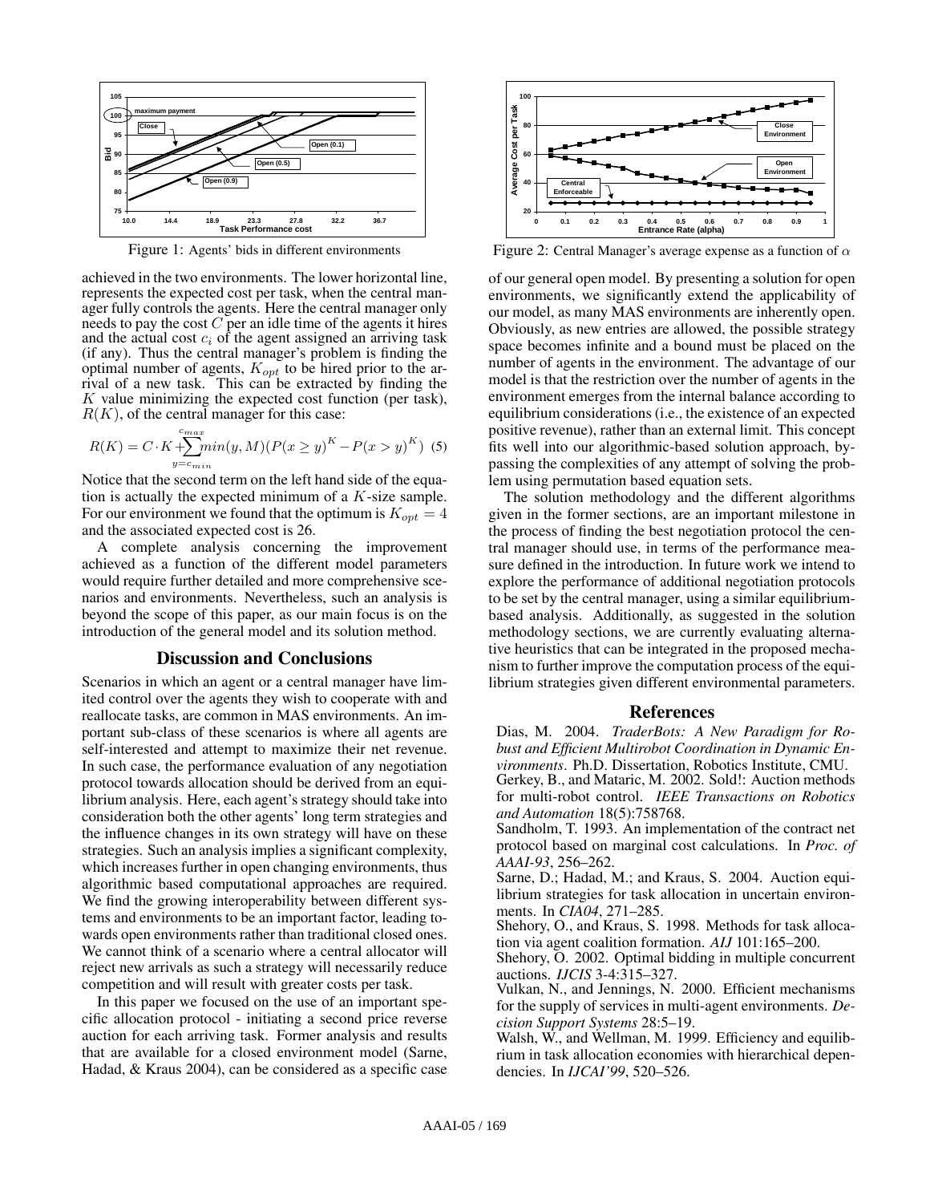105

100 maximum payment

95 Close

Bid 90 Open (0.1)

85 Open (0.5)

80 Open (0.9)

75

10.0 14.4 18.9 23.3 27.8 32.2 36.7

Task Performance cost

Figure 1: Agents' bids in different environments

100

80 Close Environment

Average Cost per Task 60 Open Environment

40 Central Enforceable

20

0 0.1 0.2 0.3 0.4 0.5 0.6 0.7 0.8 0.9 1

Entrance Rate (alpha)

Figure 2: Central Manager's average expense as a function of $\alpha$

achieved in the two environments. The lower horizontal line, represents the expected cost per task, when the central manager fully controls the agents. Here the central manager only needs to pay the cost $C$ per an idle time of the agents it hires and the actual cost $c_i$ of the agent assigned an arriving task (if any). Thus the central manager's problem is finding the optimal number of agents, $K_{opt}$ to be hired prior to the arrival of a new task. This can be extracted by finding the $K$ value minimizing the expected cost function (per task), $R(K)$, of the central manager for this case:

$$R(K) = C \cdot K + \sum_{y=c_{min}}^{c_{max}} min(y, M)(P(x \geq y)^K - P(x > y)^K) \quad (5)$$

Notice that the second term on the left hand side of the equation is actually the expected minimum of a $K$-size sample. For our environment we found that the optimum is $K_{opt} = 4$ and the associated expected cost is 26.

A complete analysis concerning the improvement achieved as a function of the different model parameters would require further detailed and more comprehensive scenarios and environments. Nevertheless, such an analysis is beyond the scope of this paper, as our main focus is on the introduction of the general model and its solution method.

## Discussion and Conclusions

Scenarios in which an agent or a central manager have limited control over the agents they wish to cooperate with and reallocate tasks, are common in MAS environments. An important sub-class of these scenarios is where all agents are self-interested and attempt to maximize their net revenue. In such case, the performance evaluation of any negotiation protocol towards allocation should be derived from an equilibrium analysis. Here, each agent's strategy should take into consideration both the other agents' long term strategies and the influence changes in its own strategy will have on these strategies. Such an analysis implies a significant complexity, which increases further in open changing environments, thus algorithmic based computational approaches are required. We find the growing interoperability between different systems and environments to be an important factor, leading towards open environments rather than traditional closed ones. We cannot think of a scenario where a central allocator will reject new arrivals as such a strategy will necessarily reduce competition and will result with greater costs per task.

In this paper we focused on the use of an important specific allocation protocol - initiating a second price reverse auction for each arriving task. Former analysis and results that are available for a closed environment model (Sarne, Hadad, & Kraus 2004), can be considered as a specific case of our general open model. By presenting a solution for open environments, we significantly extend the applicability of our model, as many MAS environments are inherently open. Obviously, as new entries are allowed, the possible strategy space becomes infinite and a bound must be placed on the number of agents in the environment. The advantage of our model is that the restriction over the number of agents in the environment emerges from the internal balance according to equilibrium considerations (i.e., the existence of an expected positive revenue), rather than an external limit. This concept fits well into our algorithmic-based solution approach, bypassing the complexities of any attempt of solving the problem using permutation based equation sets.

The solution methodology and the different algorithms given in the former sections, are an important milestone in the process of finding the best negotiation protocol the central manager should use, in terms of the performance measure defined in the introduction. In future work we intend to explore the performance of additional negotiation protocols to be set by the central manager, using a similar equilibrium-based analysis. Additionally, as suggested in the solution methodology sections, we are currently evaluating alternative heuristics that can be integrated in the proposed mechanism to further improve the computation process of the equilibrium strategies given different environmental parameters.

## References

Dias, M. 2004. *TraderBots: A New Paradigm for Robust and Efficient Multirobot Coordination in Dynamic Environments*. Ph.D. Dissertation, Robotics Institute, CMU.

Gerkey, B., and Mataric, M. 2002. Sold!: Auction methods for multi-robot control. *IEEE Transactions on Robotics and Automation* 18(5):758768.

Sandholm, T. 1993. An implementation of the contract net protocol based on marginal cost calculations. In *Proc. of AAAI-93*, 256–262.

Sarne, D.; Hadad, M.; and Kraus, S. 2004. Auction equilibrium strategies for task allocation in uncertain environments. In *CIA04*, 271–285.

Shehory, O., and Kraus, S. 1998. Methods for task allocation via agent coalition formation. *AIJ* 101:165–200.

Shehory, O. 2002. Optimal bidding in multiple concurrent auctions. *IJCIS* 3-4:315–327.

Vulkan, N., and Jennings, N. 2000. Efficient mechanisms for the supply of services in multi-agent environments. *Decision Support Systems* 28:5–19.

Walsh, W., and Wellman, M. 1999. Efficiency and equilibrium in task allocation economies with hierarchical dependencies. In *IJCAI'99*, 520–526.